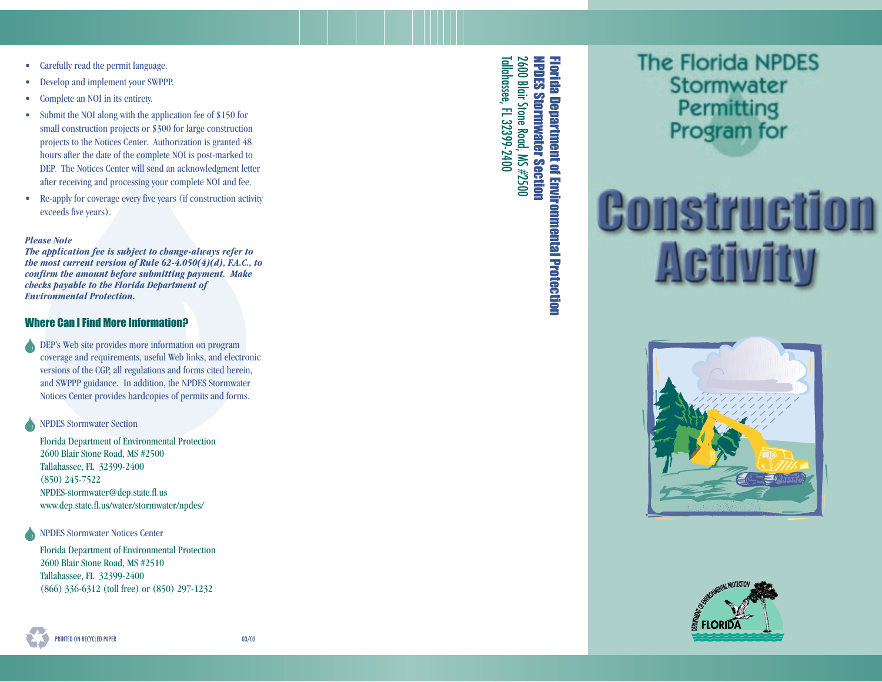- Carefully read the permit language.
- Develop and implement your SWPPP.
- Complete an NOI in its entirety.
- Submit the NOI along with the application fee of $150 for small construction projects or $300 for large construction projects to the Notices Center. Authorization is granted 48 hours after the date of the complete NOI is post-marked to DEP. The Notices Center will send an acknowledgment letter after receiving and processing your complete NOI and fee.
- Re-apply for coverage every five years (if construction activity exceeds five years).

***Please Note***
***The application fee is subject to change-always refer to the most current version of Rule 62-4.050(4)(d), F.A.C., to confirm the amount before submitting payment. Make checks payable to the Florida Department of Environmental Protection.***

## Where Can I Find More Information?

DEP's Web site provides more information on program coverage and requirements, useful Web links, and electronic versions of the CGP, all regulations and forms cited herein, and SWPPP guidance. In addition, the NPDES Stormwater Notices Center provides hardcopies of permits and forms.

NPDES Stormwater Section

Florida Department of Environmental Protection
2600 Blair Stone Road, MS #2500
Tallahassee, FL 32399-2400
(850) 245-7522
NPDES-stormwater@dep.state.fl.us
www.dep.state.fl.us/water/stormwater/npdes/

NPDES Stormwater Notices Center

Florida Department of Environmental Protection
2600 Blair Stone Road, MS #2510
Tallahassee, FL 32399-2400
(866) 336-6312 (toll free) or (850) 297-1232

PRINTED ON RECYCLED PAPER

03/03

**Florida Department of Environmental Protection**
**NPDES Stormwater Section**
2600 Blair Stone Road, MS #2500
Tallahassee, FL 32399-2400

# The Florida NPDES Stormwater Permitting Program for

# Construction Activity

DEPARTMENT OF ENVIRONMENTAL PROTECTION
FLORIDA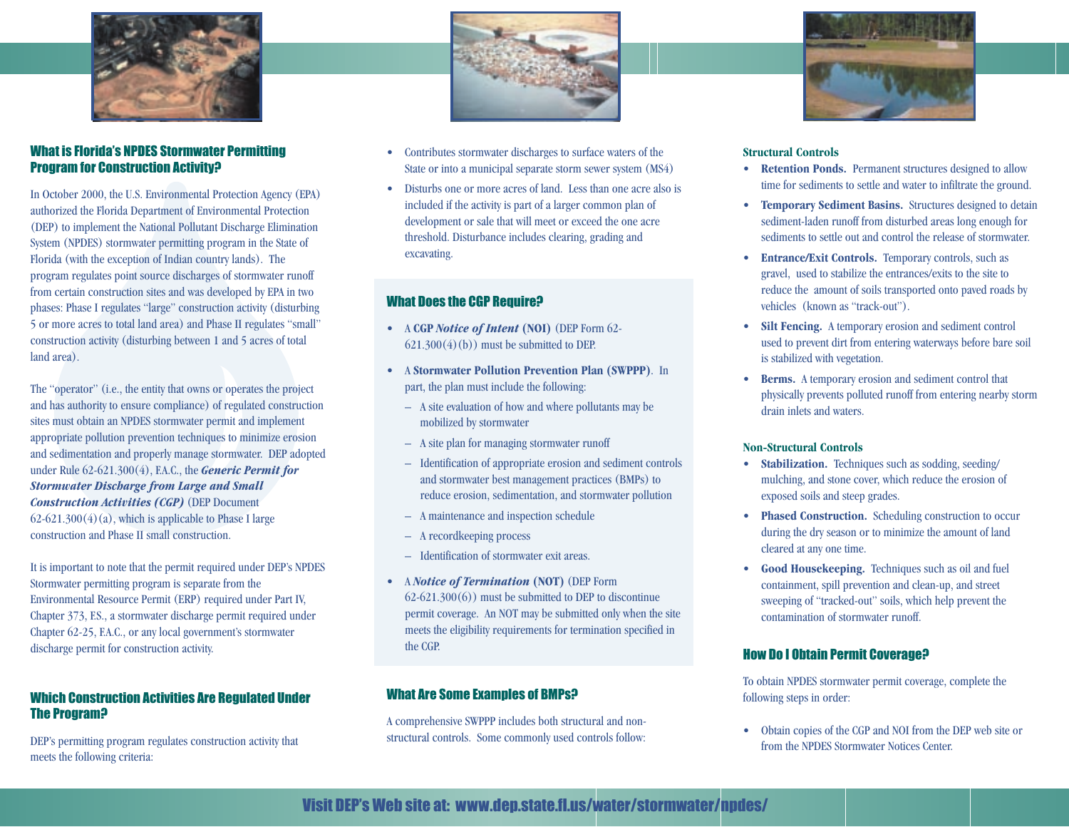## What is Florida's NPDES Stormwater Permitting Program for Construction Activity?

In October 2000, the U.S. Environmental Protection Agency (EPA) authorized the Florida Department of Environmental Protection (DEP) to implement the National Pollutant Discharge Elimination System (NPDES) stormwater permitting program in the State of Florida (with the exception of Indian country lands). The program regulates point source discharges of stormwater runoff from certain construction sites and was developed by EPA in two phases: Phase I regulates "large" construction activity (disturbing 5 or more acres to total land area) and Phase II regulates "small" construction activity (disturbing between 1 and 5 acres of total land area).

The "operator" (i.e., the entity that owns or operates the project and has authority to ensure compliance) of regulated construction sites must obtain an NPDES stormwater permit and implement appropriate pollution prevention techniques to minimize erosion and sedimentation and properly manage stormwater. DEP adopted under Rule 62-621.300(4), F.A.C., the ***Generic Permit for Stormwater Discharge from Large and Small Construction Activities (CGP)*** (DEP Document 62-621.300(4)(a), which is applicable to Phase I large construction and Phase II small construction.

It is important to note that the permit required under DEP's NPDES Stormwater permitting program is separate from the Environmental Resource Permit (ERP) required under Part IV, Chapter 373, F.S., a stormwater discharge permit required under Chapter 62-25, F.A.C., or any local government's stormwater discharge permit for construction activity.

## Which Construction Activities Are Regulated Under The Program?

DEP's permitting program regulates construction activity that meets the following criteria:

- Contributes stormwater discharges to surface waters of the State or into a municipal separate storm sewer system (MS4)
- Disturbs one or more acres of land. Less than one acre also is included if the activity is part of a larger common plan of development or sale that will meet or exceed the one acre threshold. Disturbance includes clearing, grading and excavating.

## What Does the CGP Require?

- A **CGP *Notice of Intent* (NOI)** (DEP Form 62-621.300(4)(b)) must be submitted to DEP.
- A **Stormwater Pollution Prevention Plan (SWPPP)**. In part, the plan must include the following:
  - A site evaluation of how and where pollutants may be mobilized by stormwater
  - A site plan for managing stormwater runoff
  - Identification of appropriate erosion and sediment controls and stormwater best management practices (BMPs) to reduce erosion, sedimentation, and stormwater pollution
  - A maintenance and inspection schedule
  - A recordkeeping process
  - Identification of stormwater exit areas.
- A ***Notice of Termination* (NOT)** (DEP Form 62-621.300(6)) must be submitted to DEP to discontinue permit coverage. An NOT may be submitted only when the site meets the eligibility requirements for termination specified in the CGP.

## What Are Some Examples of BMPs?

A comprehensive SWPPP includes both structural and non-structural controls. Some commonly used controls follow:

### Structural Controls

- **Retention Ponds.** Permanent structures designed to allow time for sediments to settle and water to infiltrate the ground.
- **Temporary Sediment Basins.** Structures designed to detain sediment-laden runoff from disturbed areas long enough for sediments to settle out and control the release of stormwater.
- **Entrance/Exit Controls.** Temporary controls, such as gravel, used to stabilize the entrances/exits to the site to reduce the amount of soils transported onto paved roads by vehicles (known as "track-out").
- **Silt Fencing.** A temporary erosion and sediment control used to prevent dirt from entering waterways before bare soil is stabilized with vegetation.
- **Berms.** A temporary erosion and sediment control that physically prevents polluted runoff from entering nearby storm drain inlets and waters.

### Non-Structural Controls

- **Stabilization.** Techniques such as sodding, seeding/mulching, and stone cover, which reduce the erosion of exposed soils and steep grades.
- **Phased Construction.** Scheduling construction to occur during the dry season or to minimize the amount of land cleared at any one time.
- **Good Housekeeping.** Techniques such as oil and fuel containment, spill prevention and clean-up, and street sweeping of "tracked-out" soils, which help prevent the contamination of stormwater runoff.

## How Do I Obtain Permit Coverage?

To obtain NPDES stormwater permit coverage, complete the following steps in order:

- Obtain copies of the CGP and NOI from the DEP web site or from the NPDES Stormwater Notices Center.

**Visit DEP's Web site at: www.dep.state.fl.us/water/stormwater/npdes/**